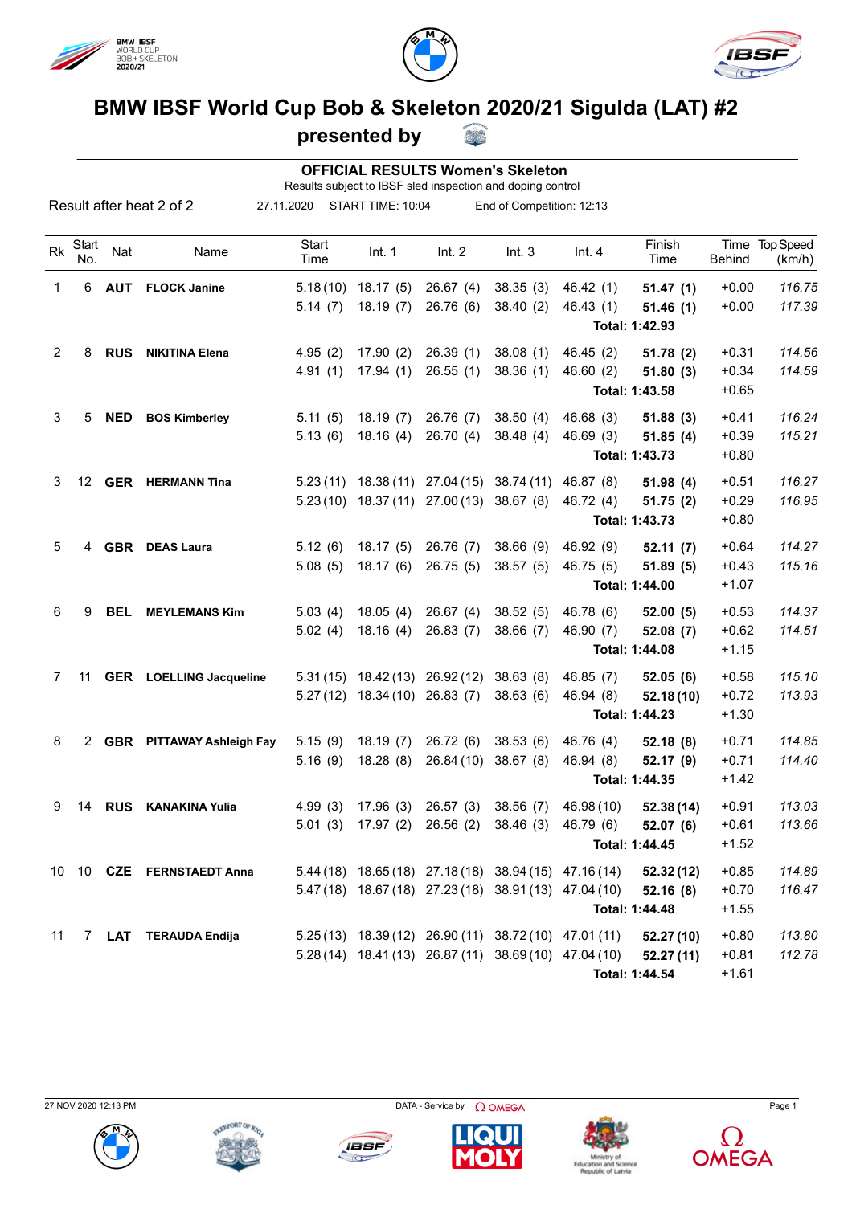# BMW IBSF World Cup Bob & Skeleton 2020/21 Sigulda (LAT) #2

## presented by

### OFFICIAL RESULTS Women's Skeleton

Results subject to IBSF sled inspection and doping control

Result after heat 2 of 2 | 27.11.2020 | START TIME: 10:04 | End of Competition: 12:13

| Rk | Start No. | Nat | Name | Start Time | Int. 1 | Int. 2 | Int. 3 | Int. 4 | Finish Time | Time Behind | Top Speed (km/h) |
|---|---|---|---|---|---|---|---|---|---|---|---|
| 1 | 6 | **AUT** | **FLOCK Janine** | 5.18 (10) | 18.17 (5) | 26.67 (4) | 38.35 (3) | 46.42 (1) | **51.47 (1)** | +0.00 | *116.75* |
| | | | | 5.14 (7) | 18.19 (7) | 26.76 (6) | 38.40 (2) | 46.43 (1) | **51.46 (1)** | +0.00 | *117.39* |
| | | | | | | | | | **Total: 1:42.93** | | |
| 2 | 8 | **RUS** | **NIKITINA Elena** | 4.95 (2) | 17.90 (2) | 26.39 (1) | 38.08 (1) | 46.45 (2) | **51.78 (2)** | +0.31 | *114.56* |
| | | | | 4.91 (1) | 17.94 (1) | 26.55 (1) | 38.36 (1) | 46.60 (2) | **51.80 (3)** | +0.34 | *114.59* |
| | | | | | | | | | **Total: 1:43.58** | +0.65 | |
| 3 | 5 | **NED** | **BOS Kimberley** | 5.11 (5) | 18.19 (7) | 26.76 (7) | 38.50 (4) | 46.68 (3) | **51.88 (3)** | +0.41 | *116.24* |
| | | | | 5.13 (6) | 18.16 (4) | 26.70 (4) | 38.48 (4) | 46.69 (3) | **51.85 (4)** | +0.39 | *115.21* |
| | | | | | | | | | **Total: 1:43.73** | +0.80 | |
| 3 | 12 | **GER** | **HERMANN Tina** | 5.23 (11) | 18.38 (11) | 27.04 (15) | 38.74 (11) | 46.87 (8) | **51.98 (4)** | +0.51 | *116.27* |
| | | | | 5.23 (10) | 18.37 (11) | 27.00 (13) | 38.67 (8) | 46.72 (4) | **51.75 (2)** | +0.29 | *116.95* |
| | | | | | | | | | **Total: 1:43.73** | +0.80 | |
| 5 | 4 | **GBR** | **DEAS Laura** | 5.12 (6) | 18.17 (5) | 26.76 (7) | 38.66 (9) | 46.92 (9) | **52.11 (7)** | +0.64 | *114.27* |
| | | | | 5.08 (5) | 18.17 (6) | 26.75 (5) | 38.57 (5) | 46.75 (5) | **51.89 (5)** | +0.43 | *115.16* |
| | | | | | | | | | **Total: 1:44.00** | +1.07 | |
| 6 | 9 | **BEL** | **MEYLEMANS Kim** | 5.03 (4) | 18.05 (4) | 26.67 (4) | 38.52 (5) | 46.78 (6) | **52.00 (5)** | +0.53 | *114.37* |
| | | | | 5.02 (4) | 18.16 (4) | 26.83 (7) | 38.66 (7) | 46.90 (7) | **52.08 (7)** | +0.62 | *114.51* |
| | | | | | | | | | **Total: 1:44.08** | +1.15 | |
| 7 | 11 | **GER** | **LOELLING Jacqueline** | 5.31 (15) | 18.42 (13) | 26.92 (12) | 38.63 (8) | 46.85 (7) | **52.05 (6)** | +0.58 | *115.10* |
| | | | | 5.27 (12) | 18.34 (10) | 26.83 (7) | 38.63 (6) | 46.94 (8) | **52.18 (10)** | +0.72 | *113.93* |
| | | | | | | | | | **Total: 1:44.23** | +1.30 | |
| 8 | 2 | **GBR** | **PITTAWAY Ashleigh Fay** | 5.15 (9) | 18.19 (7) | 26.72 (6) | 38.53 (6) | 46.76 (4) | **52.18 (8)** | +0.71 | *114.85* |
| | | | | 5.16 (9) | 18.28 (8) | 26.84 (10) | 38.67 (8) | 46.94 (8) | **52.17 (9)** | +0.71 | *114.40* |
| | | | | | | | | | **Total: 1:44.35** | +1.42 | |
| 9 | 14 | **RUS** | **KANAKINA Yulia** | 4.99 (3) | 17.96 (3) | 26.57 (3) | 38.56 (7) | 46.98 (10) | **52.38 (14)** | +0.91 | *113.03* |
| | | | | 5.01 (3) | 17.97 (2) | 26.56 (2) | 38.46 (3) | 46.79 (6) | **52.07 (6)** | +0.61 | *113.66* |
| | | | | | | | | | **Total: 1:44.45** | +1.52 | |
| 10 | 10 | **CZE** | **FERNSTAEDT Anna** | 5.44 (18) | 18.65 (18) | 27.18 (18) | 38.94 (15) | 47.16 (14) | **52.32 (12)** | +0.85 | *114.89* |
| | | | | 5.47 (18) | 18.67 (18) | 27.23 (18) | 38.91 (13) | 47.04 (10) | **52.16 (8)** | +0.70 | *116.47* |
| | | | | | | | | | **Total: 1:44.48** | +1.55 | |
| 11 | 7 | **LAT** | **TERAUDA Endija** | 5.25 (13) | 18.39 (12) | 26.90 (11) | 38.72 (10) | 47.01 (11) | **52.27 (10)** | +0.80 | *113.80* |
| | | | | 5.28 (14) | 18.41 (13) | 26.87 (11) | 38.69 (10) | 47.04 (10) | **52.27 (11)** | +0.81 | *112.78* |
| | | | | | | | | | **Total: 1:44.54** | +1.61 | |

27 NOV 2020 12:13 PM

DATA - Service by OMEGA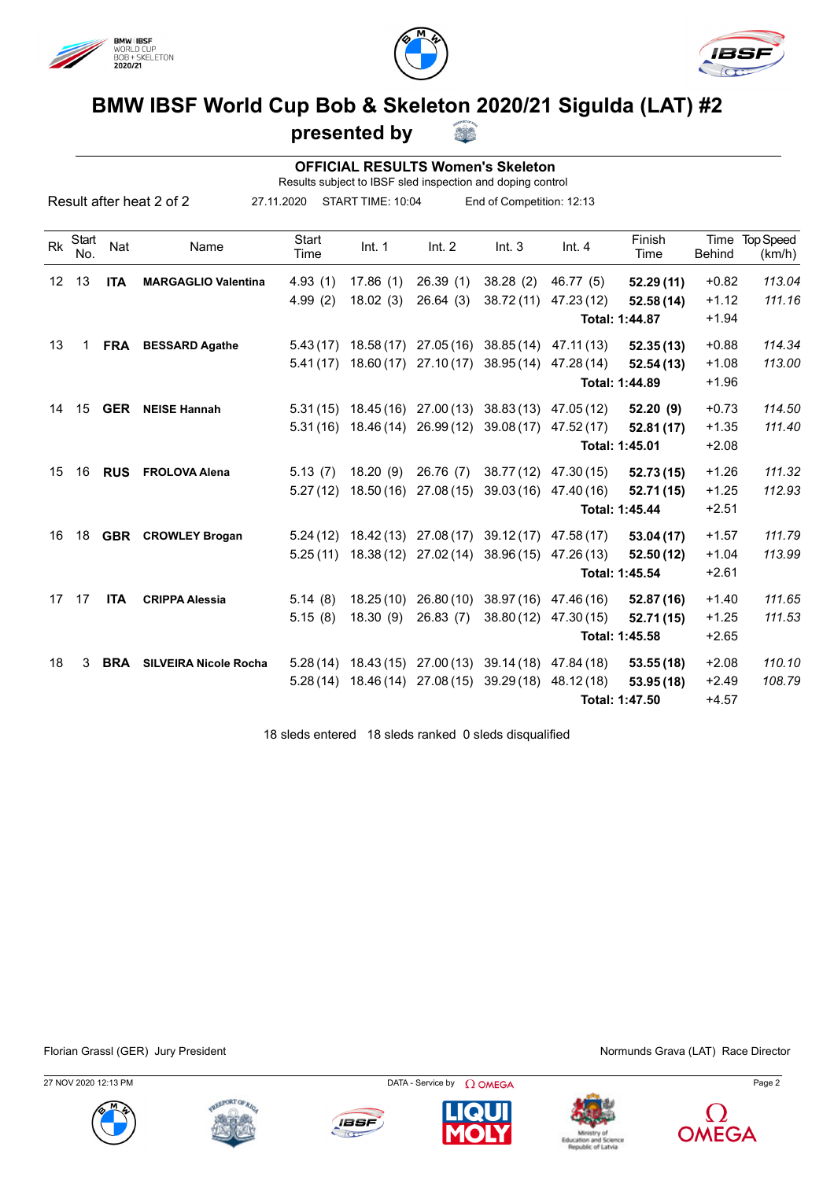# BMW IBSF World Cup Bob & Skeleton 2020/21 Sigulda (LAT) #2

## presented by

### OFFICIAL RESULTS Women's Skeleton

Results subject to IBSF sled inspection and doping control

Result after heat 2 of 2 &nbsp;&nbsp; 27.11.2020 &nbsp;&nbsp; START TIME: 10:04 &nbsp;&nbsp; End of Competition: 12:13

| Rk | Start No. | Nat | Name | Start Time | Int. 1 | Int. 2 | Int. 3 | Int. 4 | Finish Time | Time Behind | Top Speed (km/h) |
|---|---|---|---|---|---|---|---|---|---|---|---|
| 12 | 13 | **ITA** | **MARGAGLIO Valentina** | 4.93 (1) | 17.86 (1) | 26.39 (1) | 38.28 (2) | 46.77 (5) | **52.29 (11)** | +0.82 | *113.04* |
| | | | | 4.99 (2) | 18.02 (3) | 26.64 (3) | 38.72 (11) | 47.23 (12) | **52.58 (14)** | +1.12 | *111.16* |
| | | | | | | | | | **Total: 1:44.87** | +1.94 | |
| 13 | 1 | **FRA** | **BESSARD Agathe** | 5.43 (17) | 18.58 (17) | 27.05 (16) | 38.85 (14) | 47.11 (13) | **52.35 (13)** | +0.88 | *114.34* |
| | | | | 5.41 (17) | 18.60 (17) | 27.10 (17) | 38.95 (14) | 47.28 (14) | **52.54 (13)** | +1.08 | *113.00* |
| | | | | | | | | | **Total: 1:44.89** | +1.96 | |
| 14 | 15 | **GER** | **NEISE Hannah** | 5.31 (15) | 18.45 (16) | 27.00 (13) | 38.83 (13) | 47.05 (12) | **52.20 (9)** | +0.73 | *114.50* |
| | | | | 5.31 (16) | 18.46 (14) | 26.99 (12) | 39.08 (17) | 47.52 (17) | **52.81 (17)** | +1.35 | *111.40* |
| | | | | | | | | | **Total: 1:45.01** | +2.08 | |
| 15 | 16 | **RUS** | **FROLOVA Alena** | 5.13 (7) | 18.20 (9) | 26.76 (7) | 38.77 (12) | 47.30 (15) | **52.73 (15)** | +1.26 | *111.32* |
| | | | | 5.27 (12) | 18.50 (16) | 27.08 (15) | 39.03 (16) | 47.40 (16) | **52.71 (15)** | +1.25 | *112.93* |
| | | | | | | | | | **Total: 1:45.44** | +2.51 | |
| 16 | 18 | **GBR** | **CROWLEY Brogan** | 5.24 (12) | 18.42 (13) | 27.08 (17) | 39.12 (17) | 47.58 (17) | **53.04 (17)** | +1.57 | *111.79* |
| | | | | 5.25 (11) | 18.38 (12) | 27.02 (14) | 38.96 (15) | 47.26 (13) | **52.50 (12)** | +1.04 | *113.99* |
| | | | | | | | | | **Total: 1:45.54** | +2.61 | |
| 17 | 17 | **ITA** | **CRIPPA Alessia** | 5.14 (8) | 18.25 (10) | 26.80 (10) | 38.97 (16) | 47.46 (16) | **52.87 (16)** | +1.40 | *111.65* |
| | | | | 5.15 (8) | 18.30 (9) | 26.83 (7) | 38.80 (12) | 47.30 (15) | **52.71 (15)** | +1.25 | *111.53* |
| | | | | | | | | | **Total: 1:45.58** | +2.65 | |
| 18 | 3 | **BRA** | **SILVEIRA Nicole Rocha** | 5.28 (14) | 18.43 (15) | 27.00 (13) | 39.14 (18) | 47.84 (18) | **53.55 (18)** | +2.08 | *110.10* |
| | | | | 5.28 (14) | 18.46 (14) | 27.08 (15) | 39.29 (18) | 48.12 (18) | **53.95 (18)** | +2.49 | *108.79* |
| | | | | | | | | | **Total: 1:47.50** | +4.57 | |

18 sleds entered &nbsp; 18 sleds ranked &nbsp; 0 sleds disqualified

Florian Grassl (GER) Jury President

Normunds Grava (LAT) Race Director

27 NOV 2020 12:13 PM

DATA - Service by OMEGA